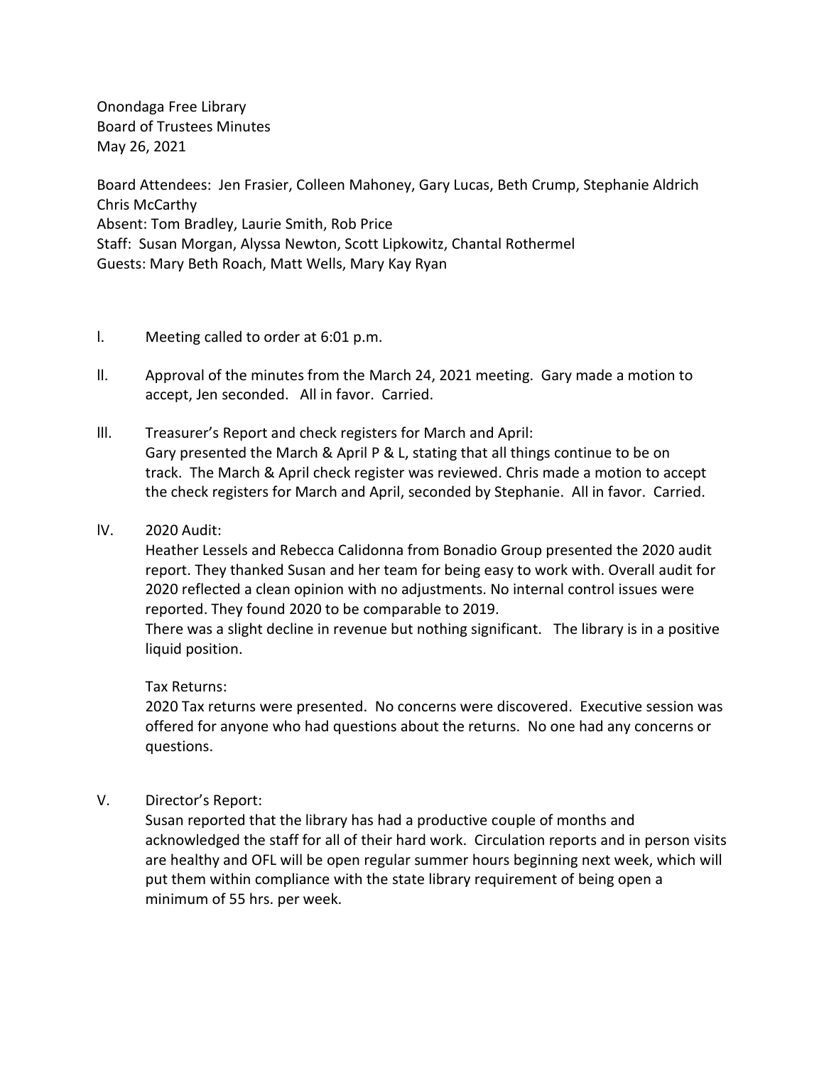Onondaga Free Library
Board of Trustees Minutes
May 26, 2021

Board Attendees: Jen Frasier, Colleen Mahoney, Gary Lucas, Beth Crump, Stephanie Aldrich Chris McCarthy
Absent: Tom Bradley, Laurie Smith, Rob Price
Staff: Susan Morgan, Alyssa Newton, Scott Lipkowitz, Chantal Rothermel
Guests: Mary Beth Roach, Matt Wells, Mary Kay Ryan

I. Meeting called to order at 6:01 p.m.

II. Approval of the minutes from the March 24, 2021 meeting. Gary made a motion to accept, Jen seconded. All in favor. Carried.

III. Treasurer's Report and check registers for March and April:
Gary presented the March & April P & L, stating that all things continue to be on track. The March & April check register was reviewed. Chris made a motion to accept the check registers for March and April, seconded by Stephanie. All in favor. Carried.

IV. 2020 Audit:
Heather Lessels and Rebecca Calidonna from Bonadio Group presented the 2020 audit report. They thanked Susan and her team for being easy to work with. Overall audit for 2020 reflected a clean opinion with no adjustments. No internal control issues were reported. They found 2020 to be comparable to 2019.
There was a slight decline in revenue but nothing significant. The library is in a positive liquid position.

Tax Returns:
2020 Tax returns were presented. No concerns were discovered. Executive session was offered for anyone who had questions about the returns. No one had any concerns or questions.

V. Director's Report:
Susan reported that the library has had a productive couple of months and acknowledged the staff for all of their hard work. Circulation reports and in person visits are healthy and OFL will be open regular summer hours beginning next week, which will put them within compliance with the state library requirement of being open a minimum of 55 hrs. per week.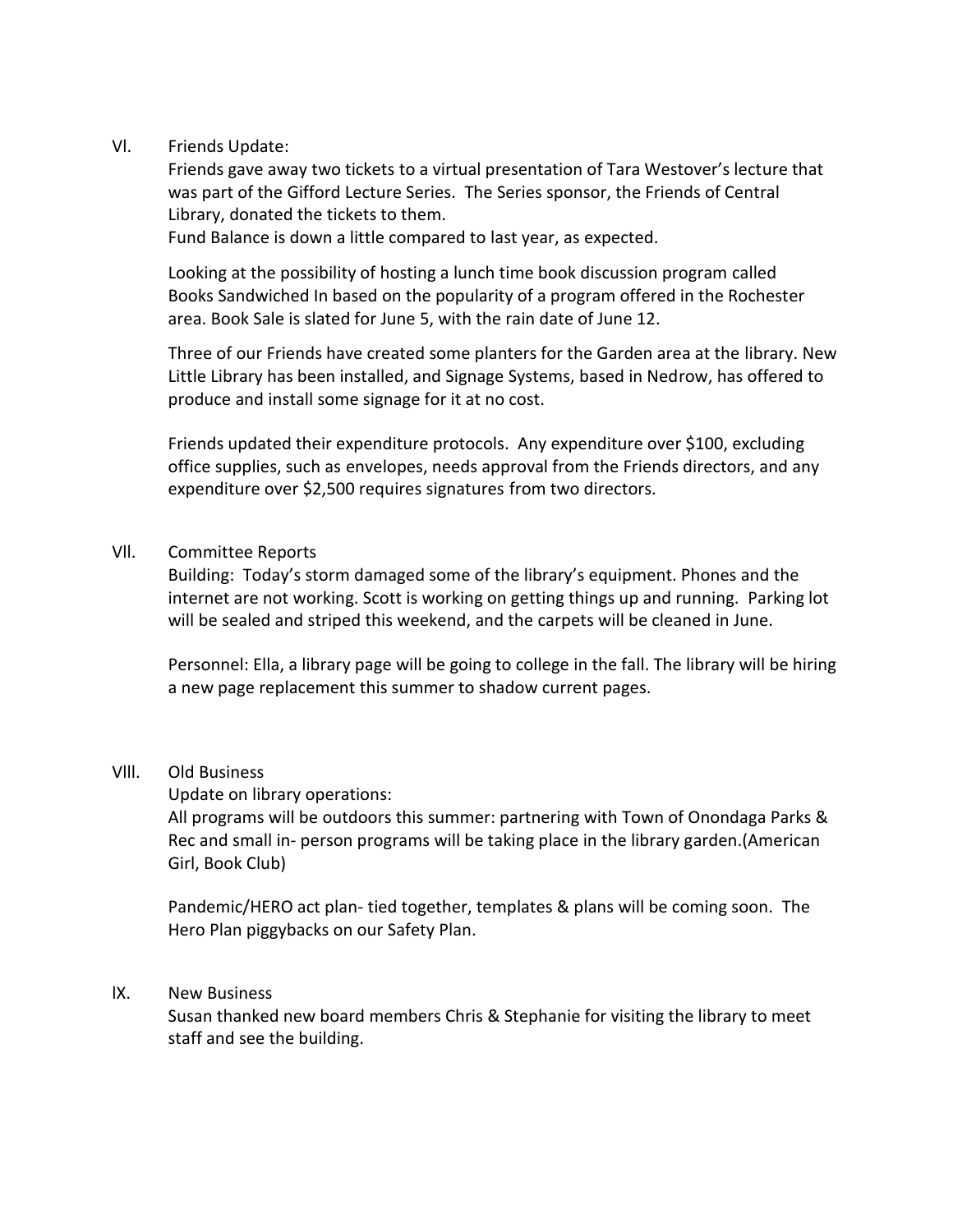## VI. Friends Update:

Friends gave away two tickets to a virtual presentation of Tara Westover's lecture that was part of the Gifford Lecture Series. The Series sponsor, the Friends of Central Library, donated the tickets to them.
Fund Balance is down a little compared to last year, as expected.

Looking at the possibility of hosting a lunch time book discussion program called Books Sandwiched In based on the popularity of a program offered in the Rochester area. Book Sale is slated for June 5, with the rain date of June 12.

Three of our Friends have created some planters for the Garden area at the library. New Little Library has been installed, and Signage Systems, based in Nedrow, has offered to produce and install some signage for it at no cost.

Friends updated their expenditure protocols. Any expenditure over $100, excluding office supplies, such as envelopes, needs approval from the Friends directors, and any expenditure over $2,500 requires signatures from two directors.

## VII. Committee Reports

Building: Today's storm damaged some of the library's equipment. Phones and the internet are not working. Scott is working on getting things up and running. Parking lot will be sealed and striped this weekend, and the carpets will be cleaned in June.

Personnel: Ella, a library page will be going to college in the fall. The library will be hiring a new page replacement this summer to shadow current pages.

## VIII. Old Business

Update on library operations:
All programs will be outdoors this summer: partnering with Town of Onondaga Parks & Rec and small in- person programs will be taking place in the library garden.(American Girl, Book Club)

Pandemic/HERO act plan- tied together, templates & plans will be coming soon. The Hero Plan piggybacks on our Safety Plan.

## IX. New Business

Susan thanked new board members Chris & Stephanie for visiting the library to meet staff and see the building.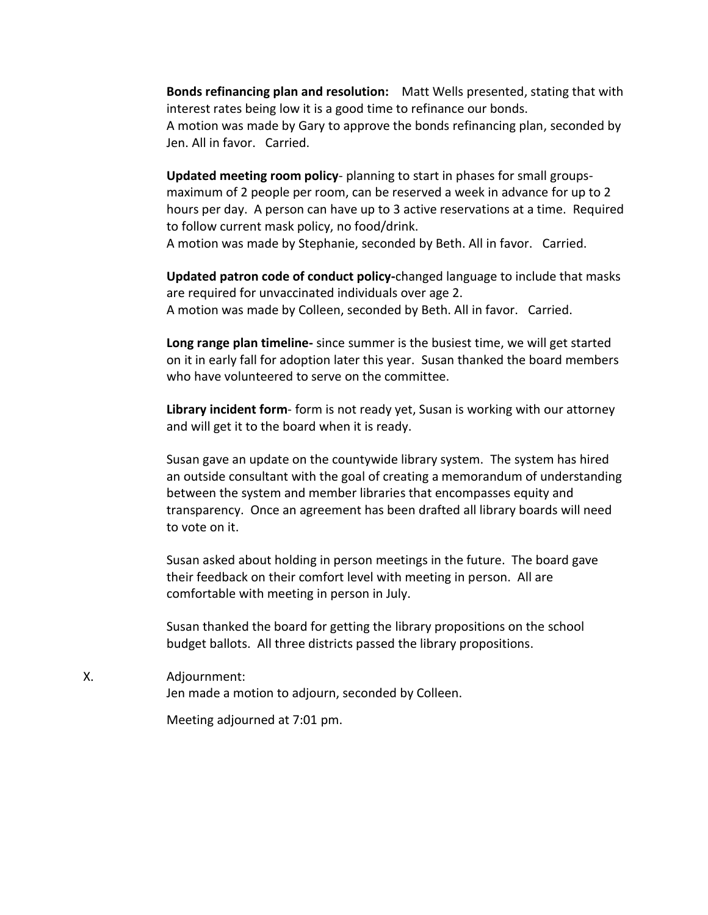**Bonds refinancing plan and resolution:** Matt Wells presented, stating that with interest rates being low it is a good time to refinance our bonds.
A motion was made by Gary to approve the bonds refinancing plan, seconded by Jen. All in favor. Carried.

**Updated meeting room policy**- planning to start in phases for small groups- maximum of 2 people per room, can be reserved a week in advance for up to 2 hours per day. A person can have up to 3 active reservations at a time. Required to follow current mask policy, no food/drink.
A motion was made by Stephanie, seconded by Beth. All in favor. Carried.

**Updated patron code of conduct policy-**changed language to include that masks are required for unvaccinated individuals over age 2.
A motion was made by Colleen, seconded by Beth. All in favor. Carried.

**Long range plan timeline-** since summer is the busiest time, we will get started on it in early fall for adoption later this year. Susan thanked the board members who have volunteered to serve on the committee.

**Library incident form**- form is not ready yet, Susan is working with our attorney and will get it to the board when it is ready.

Susan gave an update on the countywide library system. The system has hired an outside consultant with the goal of creating a memorandum of understanding between the system and member libraries that encompasses equity and transparency. Once an agreement has been drafted all library boards will need to vote on it.

Susan asked about holding in person meetings in the future. The board gave their feedback on their comfort level with meeting in person. All are comfortable with meeting in person in July.

Susan thanked the board for getting the library propositions on the school budget ballots. All three districts passed the library propositions.

X. Adjournment:
Jen made a motion to adjourn, seconded by Colleen.

Meeting adjourned at 7:01 pm.